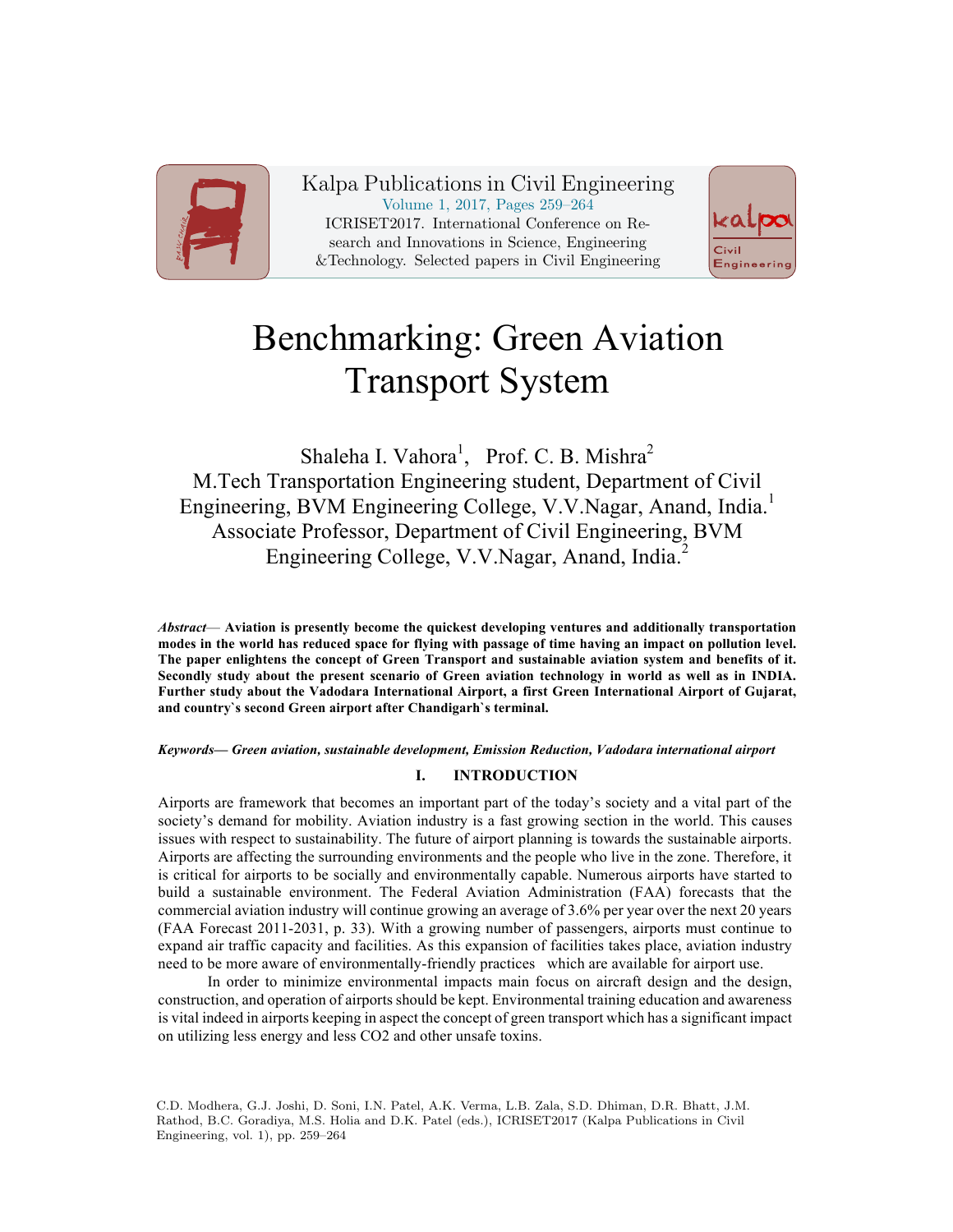# Benchmarking: Green Aviation Transport System

Shaleha I. Vahora[1], Prof. C. B. Mishra[2]

M.Tech Transportation Engineering student, Department of Civil Engineering, BVM Engineering College, V.V.Nagar, Anand, India.[1]

Associate Professor, Department of Civil Engineering, BVM Engineering College, V.V.Nagar, Anand, India.[2]

***Abstract*— Aviation is presently become the quickest developing ventures and additionally transportation modes in the world has reduced space for flying with passage of time having an impact on pollution level. The paper enlightens the concept of Green Transport and sustainable aviation system and benefits of it. Secondly study about the present scenario of Green aviation technology in world as well as in INDIA. Further study about the Vadodara International Airport, a first Green International Airport of Gujarat, and country`s second Green airport after Chandigarh`s terminal.**

***Keywords— Green aviation, sustainable development, Emission Reduction, Vadodara international airport***

## I. INTRODUCTION

Airports are framework that becomes an important part of the today's society and a vital part of the society's demand for mobility. Aviation industry is a fast growing section in the world. This causes issues with respect to sustainability. The future of airport planning is towards the sustainable airports. Airports are affecting the surrounding environments and the people who live in the zone. Therefore, it is critical for airports to be socially and environmentally capable. Numerous airports have started to build a sustainable environment. The Federal Aviation Administration (FAA) forecasts that the commercial aviation industry will continue growing an average of 3.6% per year over the next 20 years (FAA Forecast 2011-2031, p. 33). With a growing number of passengers, airports must continue to expand air traffic capacity and facilities. As this expansion of facilities takes place, aviation industry need to be more aware of environmentally-friendly practices which are available for airport use.

In order to minimize environmental impacts main focus on aircraft design and the design, construction, and operation of airports should be kept. Environmental training education and awareness is vital indeed in airports keeping in aspect the concept of green transport which has a significant impact on utilizing less energy and less $CO_2$ and other unsafe toxins.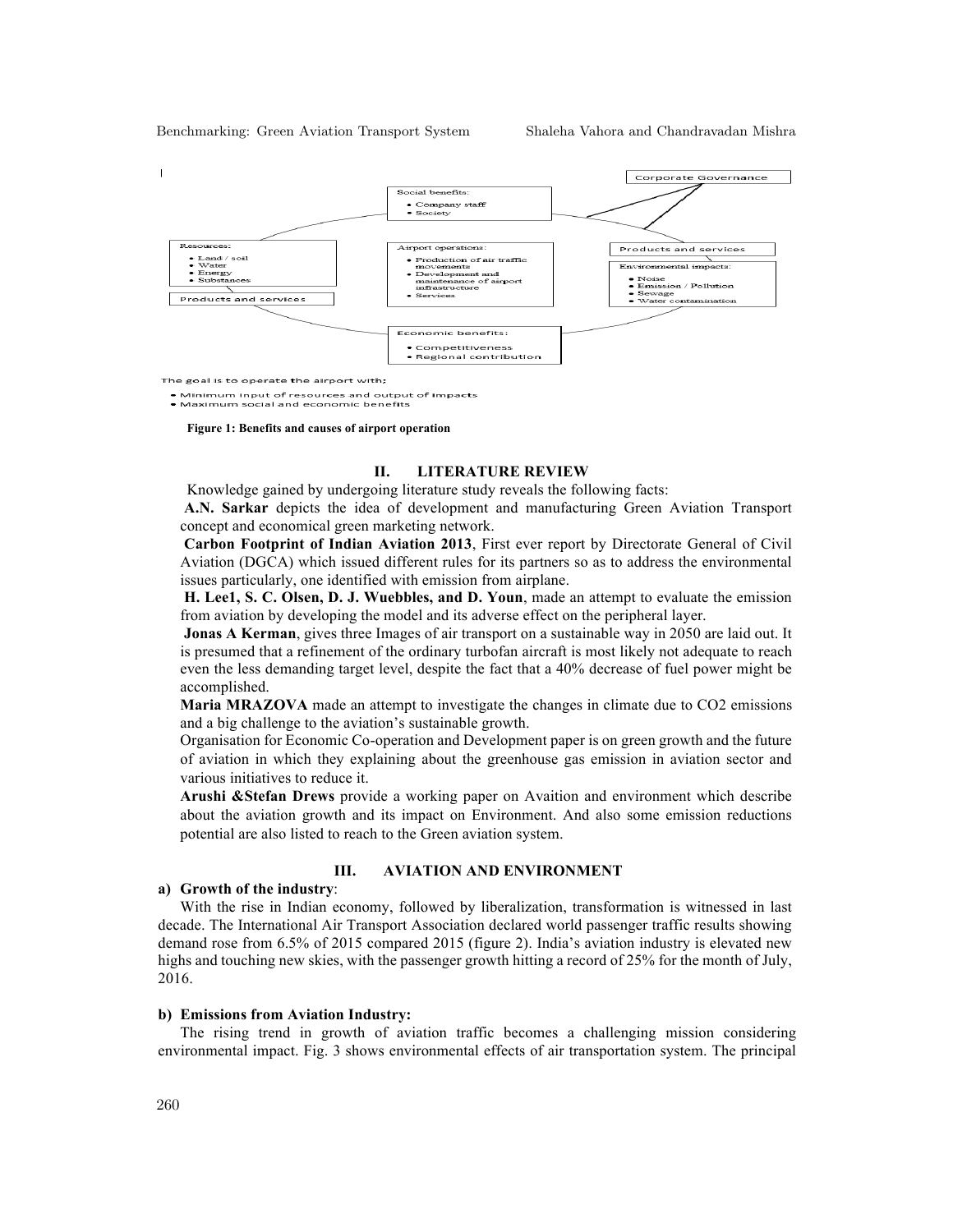Social benefits:

- Company staff
- Society

Corporate Governance

Resources:

- Land / soil
- Water
- Energy
- Substances

Products and services

Airport operations:

- Production of air traffic movements
- Development and maintenance of airport infrastructure
- Services

Products and services

Environmental impacts:

- Noise
- Emission / Pollution
- Sewage
- Water contamination

Economic benefits:

- Competitiveness
- Regional contribution

The goal is to operate the airport with:

- Minimum input of resources and output of impacts
- Maximum social and economic benefits

**Figure 1: Benefits and causes of airport operation**

## II. LITERATURE REVIEW

Knowledge gained by undergoing literature study reveals the following facts:

**A.N. Sarkar** depicts the idea of development and manufacturing Green Aviation Transport concept and economical green marketing network.

**Carbon Footprint of Indian Aviation 2013**, First ever report by Directorate General of Civil Aviation (DGCA) which issued different rules for its partners so as to address the environmental issues particularly, one identified with emission from airplane.

**H. Lee1, S. C. Olsen, D. J. Wuebbles, and D. Youn**, made an attempt to evaluate the emission from aviation by developing the model and its adverse effect on the peripheral layer.

**Jonas A Kerman**, gives three Images of air transport on a sustainable way in 2050 are laid out. It is presumed that a refinement of the ordinary turbofan aircraft is most likely not adequate to reach even the less demanding target level, despite the fact that a 40% decrease of fuel power might be accomplished.

**Maria MRAZOVA** made an attempt to investigate the changes in climate due to CO2 emissions and a big challenge to the aviation's sustainable growth.

Organisation for Economic Co-operation and Development paper is on green growth and the future of aviation in which they explaining about the greenhouse gas emission in aviation sector and various initiatives to reduce it.

**Arushi &Stefan Drews** provide a working paper on Avaition and environment which describe about the aviation growth and its impact on Environment. And also some emission reductions potential are also listed to reach to the Green aviation system.

## III. AVIATION AND ENVIRONMENT

### a) Growth of the industry:

With the rise in Indian economy, followed by liberalization, transformation is witnessed in last decade. The International Air Transport Association declared world passenger traffic results showing demand rose from 6.5% of 2015 compared 2015 (figure 2). India's aviation industry is elevated new highs and touching new skies, with the passenger growth hitting a record of 25% for the month of July, 2016.

### b) Emissions from Aviation Industry:

The rising trend in growth of aviation traffic becomes a challenging mission considering environmental impact. Fig. 3 shows environmental effects of air transportation system. The principal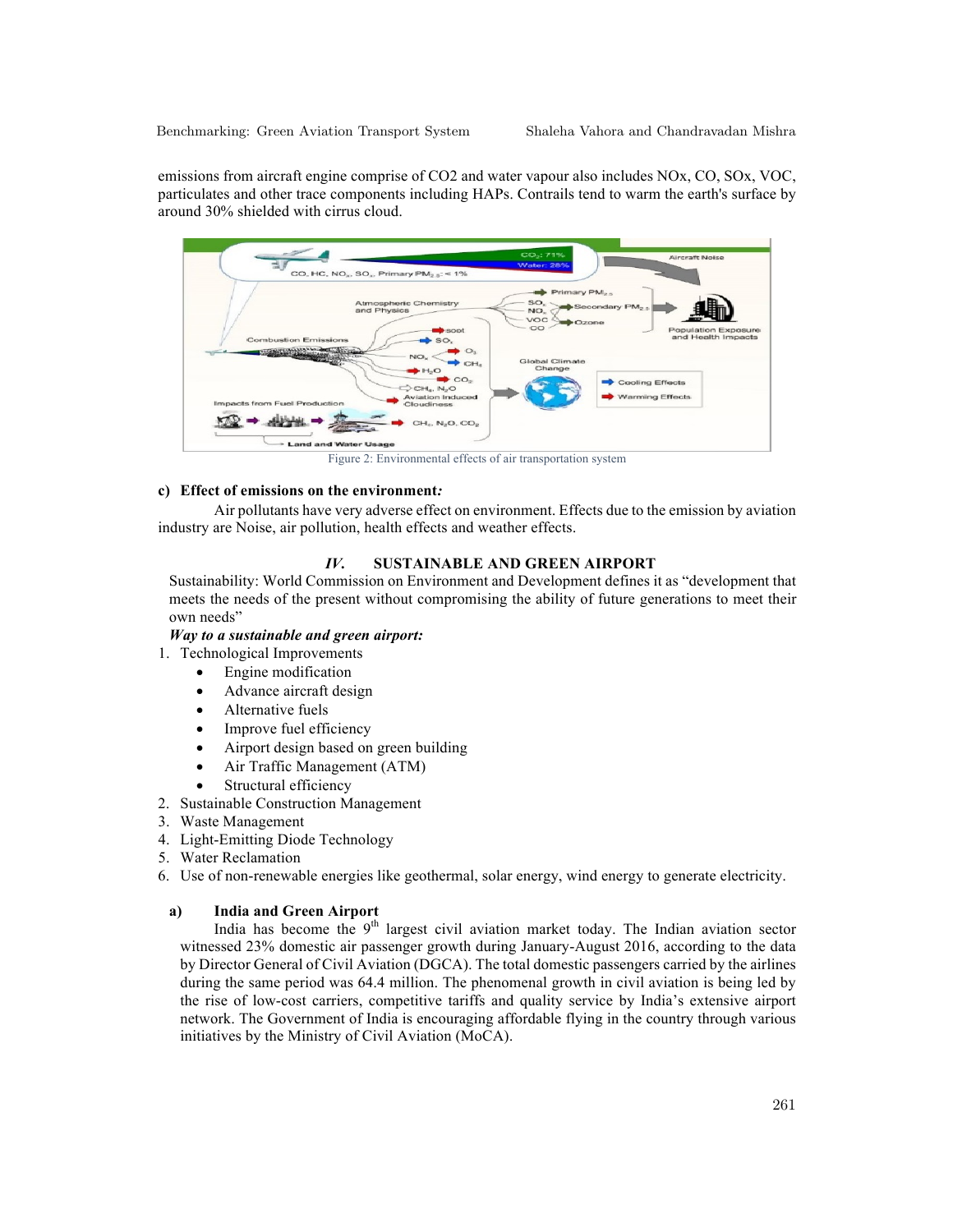emissions from aircraft engine comprise of CO2 and water vapour also includes NOx, CO, SOx, VOC, particulates and other trace components including HAPs. Contrails tend to warm the earth's surface by around 30% shielded with cirrus cloud.

Figure 2: Environmental effects of air transportation system

### c) Effect of emissions on the environment:

Air pollutants have very adverse effect on environment. Effects due to the emission by aviation industry are Noise, air pollution, health effects and weather effects.

## IV. SUSTAINABLE AND GREEN AIRPORT

Sustainability: World Commission on Environment and Development defines it as "development that meets the needs of the present without compromising the ability of future generations to meet their own needs"

***Way to a sustainable and green airport:***

1. Technological Improvements
   - Engine modification
   - Advance aircraft design
   - Alternative fuels
   - Improve fuel efficiency
   - Airport design based on green building
   - Air Traffic Management (ATM)
   - Structural efficiency
2. Sustainable Construction Management
3. Waste Management
4. Light-Emitting Diode Technology
5. Water Reclamation
6. Use of non-renewable energies like geothermal, solar energy, wind energy to generate electricity.

### a) India and Green Airport

India has become the 9th largest civil aviation market today. The Indian aviation sector witnessed 23% domestic air passenger growth during January-August 2016, according to the data by Director General of Civil Aviation (DGCA). The total domestic passengers carried by the airlines during the same period was 64.4 million. The phenomenal growth in civil aviation is being led by the rise of low-cost carriers, competitive tariffs and quality service by India's extensive airport network. The Government of India is encouraging affordable flying in the country through various initiatives by the Ministry of Civil Aviation (MoCA).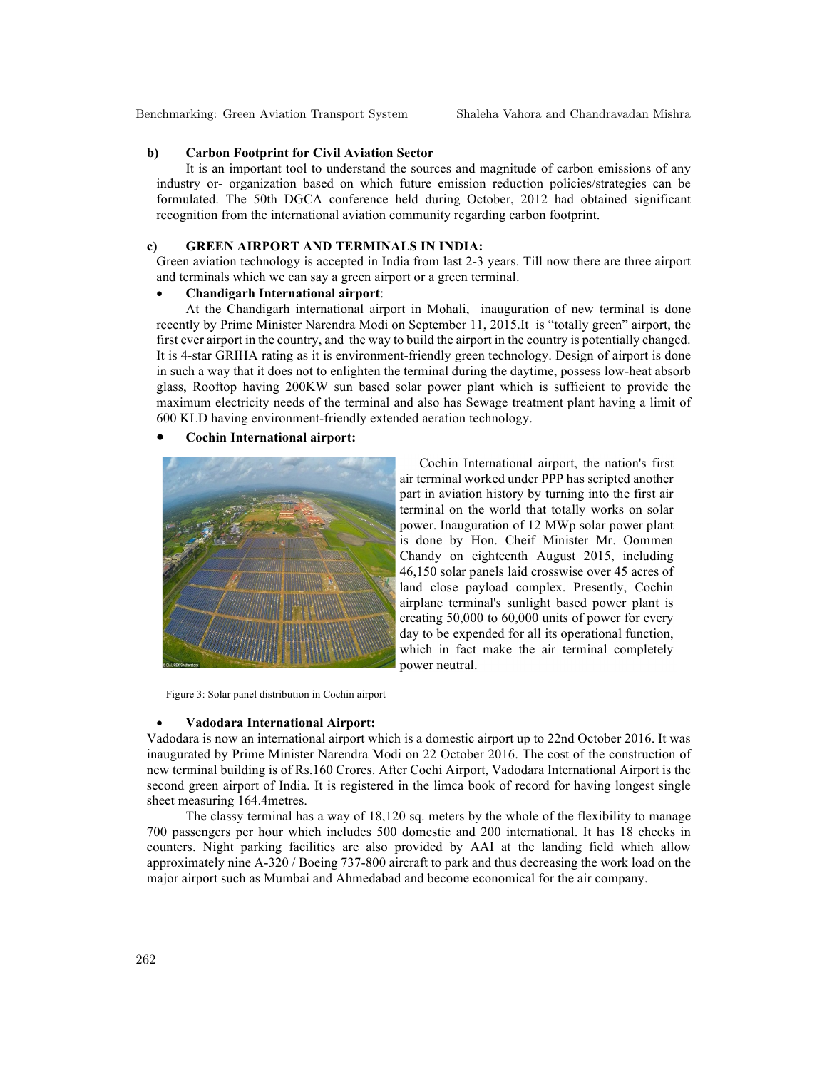**b) Carbon Footprint for Civil Aviation Sector**

It is an important tool to understand the sources and magnitude of carbon emissions of any industry or- organization based on which future emission reduction policies/strategies can be formulated. The 50th DGCA conference held during October, 2012 had obtained significant recognition from the international aviation community regarding carbon footprint.

**c) GREEN AIRPORT AND TERMINALS IN INDIA:**

Green aviation technology is accepted in India from last 2-3 years. Till now there are three airport and terminals which we can say a green airport or a green terminal.

- **Chandigarh International airport**:

At the Chandigarh international airport in Mohali, inauguration of new terminal is done recently by Prime Minister Narendra Modi on September 11, 2015.It is "totally green" airport, the first ever airport in the country, and the way to build the airport in the country is potentially changed. It is 4-star GRIHA rating as it is environment-friendly green technology. Design of airport is done in such a way that it does not to enlighten the terminal during the daytime, possess low-heat absorb glass, Rooftop having 200KW sun based solar power plant which is sufficient to provide the maximum electricity needs of the terminal and also has Sewage treatment plant having a limit of 600 KLD having environment-friendly extended aeration technology.

- **Cochin International airport:**

Cochin International airport, the nation's first air terminal worked under PPP has scripted another part in aviation history by turning into the first air terminal on the world that totally works on solar power. Inauguration of 12 MWp solar power plant is done by Hon. Cheif Minister Mr. Oommen Chandy on eighteenth August 2015, including 46,150 solar panels laid crosswise over 45 acres of land close payload complex. Presently, Cochin airplane terminal's sunlight based power plant is creating 50,000 to 60,000 units of power for every day to be expended for all its operational function, which in fact make the air terminal completely power neutral.

Figure 3: Solar panel distribution in Cochin airport

- **Vadodara International Airport:**

Vadodara is now an international airport which is a domestic airport up to 22nd October 2016. It was inaugurated by Prime Minister Narendra Modi on 22 October 2016. The cost of the construction of new terminal building is of Rs.160 Crores. After Cochi Airport, Vadodara International Airport is the second green airport of India. It is registered in the limca book of record for having longest single sheet measuring 164.4metres.

The classy terminal has a way of 18,120 sq. meters by the whole of the flexibility to manage 700 passengers per hour which includes 500 domestic and 200 international. It has 18 checks in counters. Night parking facilities are also provided by AAI at the landing field which allow approximately nine A-320 / Boeing 737-800 aircraft to park and thus decreasing the work load on the major airport such as Mumbai and Ahmedabad and become economical for the air company.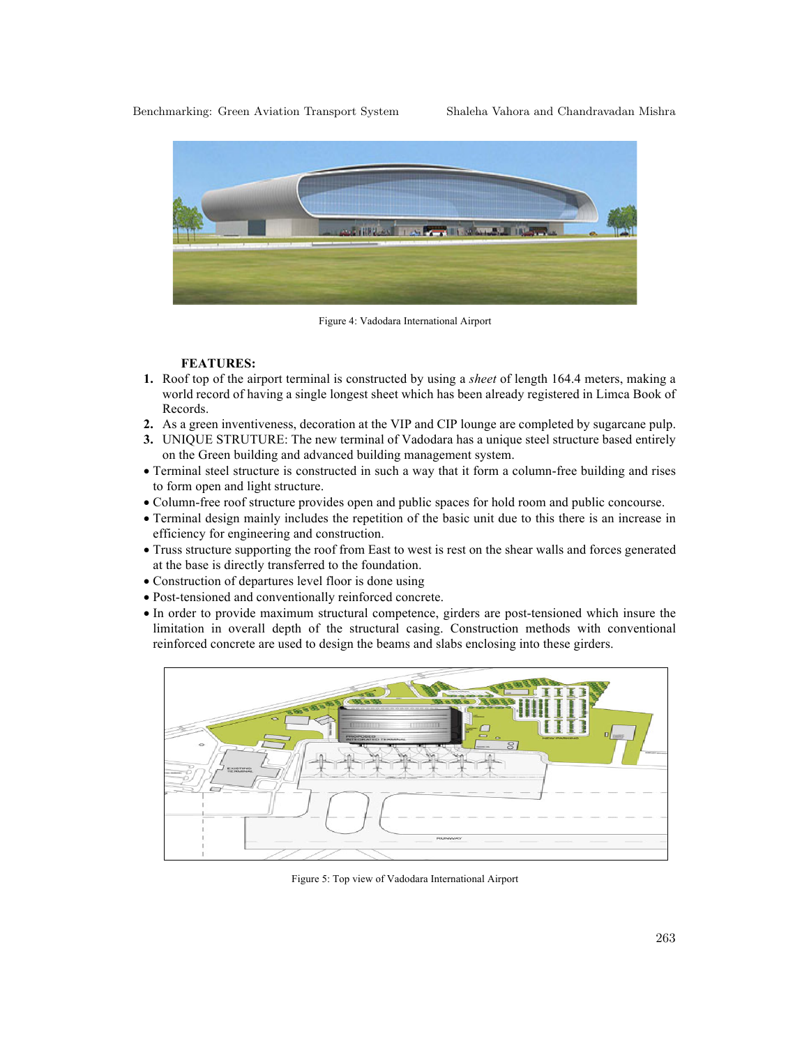Figure 4: Vadodara International Airport

**FEATURES:**

1. Roof top of the airport terminal is constructed by using a *sheet* of length 164.4 meters, making a world record of having a single longest sheet which has been already registered in Limca Book of Records.
2. As a green inventiveness, decoration at the VIP and CIP lounge are completed by sugarcane pulp.
3. UNIQUE STRUTURE: The new terminal of Vadodara has a unique steel structure based entirely on the Green building and advanced building management system.

- Terminal steel structure is constructed in such a way that it form a column-free building and rises to form open and light structure.
- Column-free roof structure provides open and public spaces for hold room and public concourse.
- Terminal design mainly includes the repetition of the basic unit due to this there is an increase in efficiency for engineering and construction.
- Truss structure supporting the roof from East to west is rest on the shear walls and forces generated at the base is directly transferred to the foundation.
- Construction of departures level floor is done using
- Post-tensioned and conventionally reinforced concrete.
- In order to provide maximum structural competence, girders are post-tensioned which insure the limitation in overall depth of the structural casing. Construction methods with conventional reinforced concrete are used to design the beams and slabs enclosing into these girders.

Figure 5: Top view of Vadodara International Airport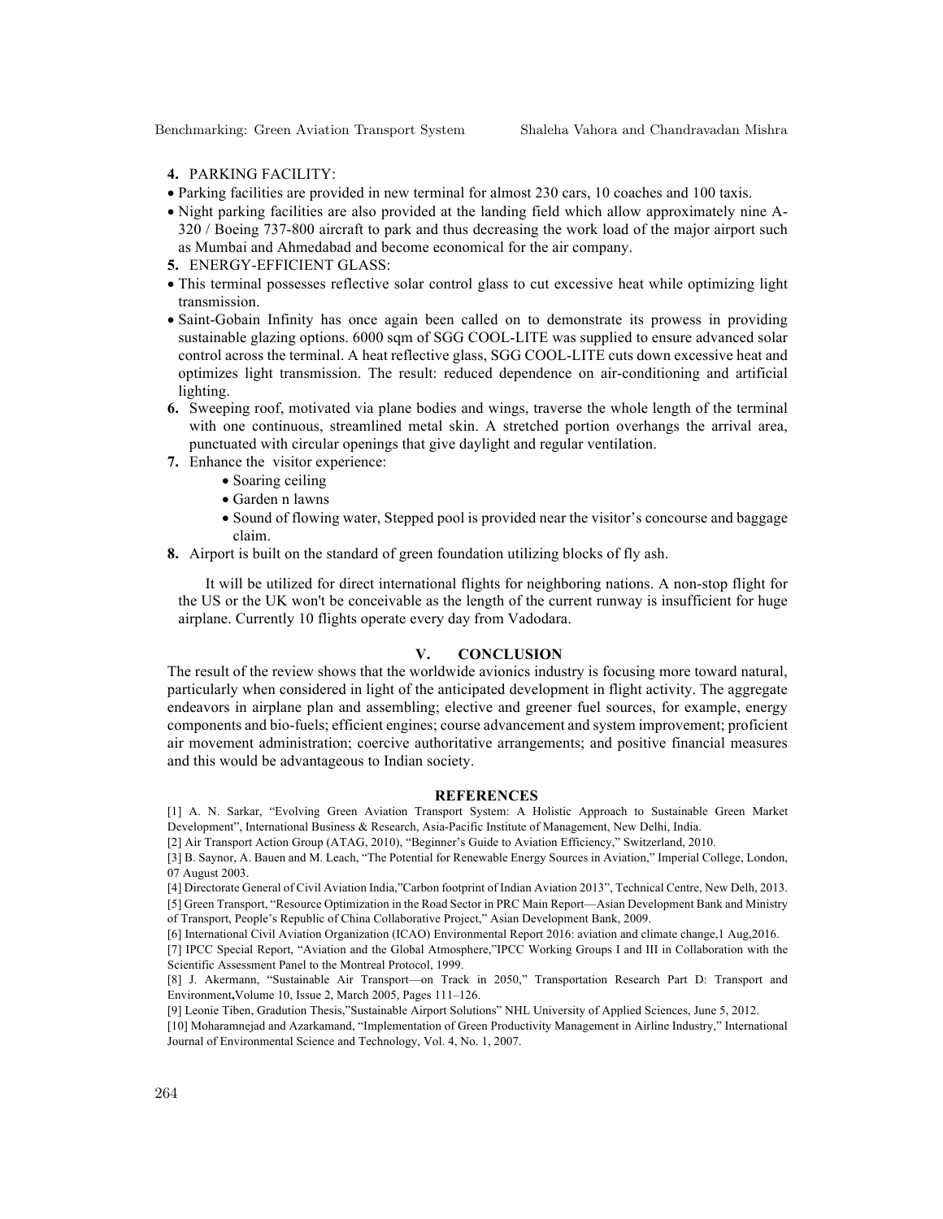4. PARKING FACILITY:

- Parking facilities are provided in new terminal for almost 230 cars, 10 coaches and 100 taxis.
- Night parking facilities are also provided at the landing field which allow approximately nine A-320 / Boeing 737-800 aircraft to park and thus decreasing the work load of the major airport such as Mumbai and Ahmedabad and become economical for the air company.

5. ENERGY-EFFICIENT GLASS:

- This terminal possesses reflective solar control glass to cut excessive heat while optimizing light transmission.
- Saint-Gobain Infinity has once again been called on to demonstrate its prowess in providing sustainable glazing options. 6000 sqm of SGG COOL-LITE was supplied to ensure advanced solar control across the terminal. A heat reflective glass, SGG COOL-LITE cuts down excessive heat and optimizes light transmission. The result: reduced dependence on air-conditioning and artificial lighting.

6. Sweeping roof, motivated via plane bodies and wings, traverse the whole length of the terminal with one continuous, streamlined metal skin. A stretched portion overhangs the arrival area, punctuated with circular openings that give daylight and regular ventilation.
7. Enhance the visitor experience:
    - Soaring ceiling
    - Garden n lawns
    - Sound of flowing water, Stepped pool is provided near the visitor's concourse and baggage claim.
8. Airport is built on the standard of green foundation utilizing blocks of fly ash.

It will be utilized for direct international flights for neighboring nations. A non-stop flight for the US or the UK won't be conceivable as the length of the current runway is insufficient for huge airplane. Currently 10 flights operate every day from Vadodara.

## V. CONCLUSION

The result of the review shows that the worldwide avionics industry is focusing more toward natural, particularly when considered in light of the anticipated development in flight activity. The aggregate endeavors in airplane plan and assembling; elective and greener fuel sources, for example, energy components and bio-fuels; efficient engines; course advancement and system improvement; proficient air movement administration; coercive authoritative arrangements; and positive financial measures and this would be advantageous to Indian society.

## REFERENCES

[1] A. N. Sarkar, "Evolving Green Aviation Transport System: A Holistic Approach to Sustainable Green Market Development", International Business & Research, Asia-Pacific Institute of Management, New Delhi, India.

[2] Air Transport Action Group (ATAG, 2010), "Beginner's Guide to Aviation Efficiency," Switzerland, 2010.

[3] B. Saynor, A. Bauen and M. Leach, "The Potential for Renewable Energy Sources in Aviation," Imperial College, London, 07 August 2003.

[4] Directorate General of Civil Aviation India,"Carbon footprint of Indian Aviation 2013", Technical Centre, New Delh, 2013.

[5] Green Transport, "Resource Optimization in the Road Sector in PRC Main Report—Asian Development Bank and Ministry of Transport, People's Republic of China Collaborative Project," Asian Development Bank, 2009.

[6] International Civil Aviation Organization (ICAO) Environmental Report 2016: aviation and climate change,1 Aug,2016.

[7] IPCC Special Report, "Aviation and the Global Atmosphere,"IPCC Working Groups I and III in Collaboration with the Scientific Assessment Panel to the Montreal Protocol, 1999.

[8] J. Akermann, "Sustainable Air Transport—on Track in 2050," Transportation Research Part D: Transport and Environment**,**Volume 10, Issue 2, March 2005, Pages 111–126.

[9] Leonie Tiben, Gradution Thesis,"Sustainable Airport Solutions" NHL University of Applied Sciences, June 5, 2012.

[10] Moharamnejad and Azarkamand, "Implementation of Green Productivity Management in Airline Industry," International Journal of Environmental Science and Technology, Vol. 4, No. 1, 2007.